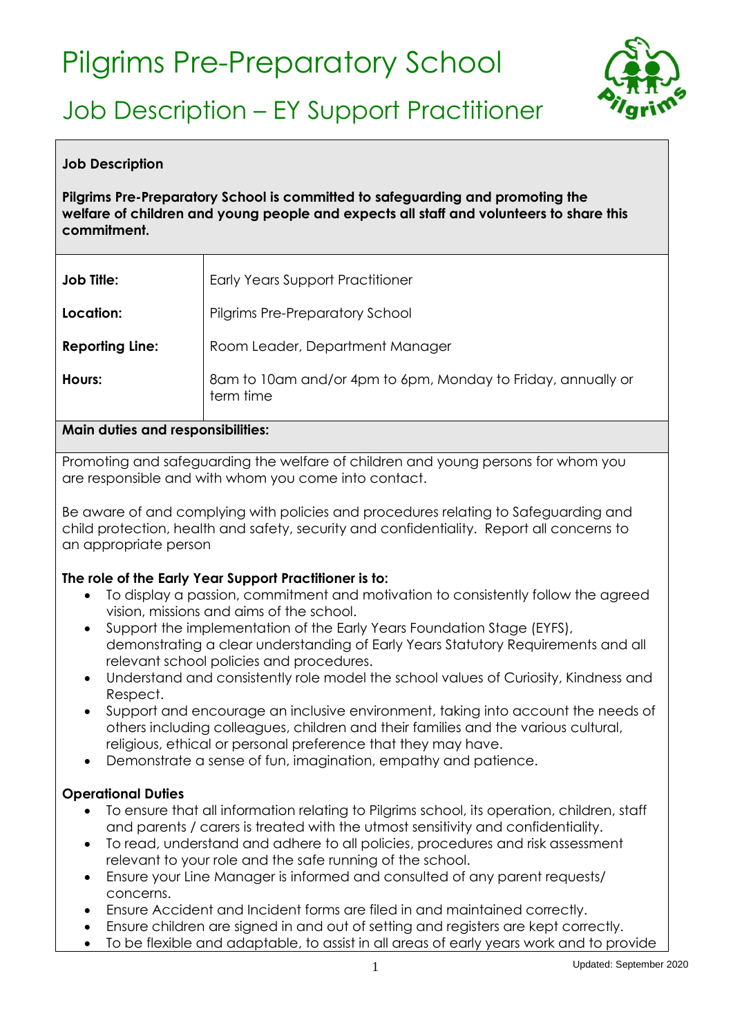# Pilgrims Pre-Preparatory School

## Job Description – EY Support Practitioner

**Job Description**

**Pilgrims Pre-Preparatory School is committed to safeguarding and promoting the welfare of children and young people and expects all staff and volunteers to share this commitment.**

| **Job Title:** | Early Years Support Practitioner |
|---|---|
| **Location:** | Pilgrims Pre-Preparatory School |
| **Reporting Line:** | Room Leader, Department Manager |
| **Hours:** | 8am to 10am and/or 4pm to 6pm, Monday to Friday, annually or term time |

**Main duties and responsibilities:**

Promoting and safeguarding the welfare of children and young persons for whom you are responsible and with whom you come into contact.

Be aware of and complying with policies and procedures relating to Safeguarding and child protection, health and safety, security and confidentiality. Report all concerns to an appropriate person

**The role of the Early Year Support Practitioner is to:**

- To display a passion, commitment and motivation to consistently follow the agreed vision, missions and aims of the school.
- Support the implementation of the Early Years Foundation Stage (EYFS), demonstrating a clear understanding of Early Years Statutory Requirements and all relevant school policies and procedures.
- Understand and consistently role model the school values of Curiosity, Kindness and Respect.
- Support and encourage an inclusive environment, taking into account the needs of others including colleagues, children and their families and the various cultural, religious, ethical or personal preference that they may have.
- Demonstrate a sense of fun, imagination, empathy and patience.

**Operational Duties**

- To ensure that all information relating to Pilgrims school, its operation, children, staff and parents / carers is treated with the utmost sensitivity and confidentiality.
- To read, understand and adhere to all policies, procedures and risk assessment relevant to your role and the safe running of the school.
- Ensure your Line Manager is informed and consulted of any parent requests/ concerns.
- Ensure Accident and Incident forms are filed in and maintained correctly.
- Ensure children are signed in and out of setting and registers are kept correctly.
- To be flexible and adaptable, to assist in all areas of early years work and to provide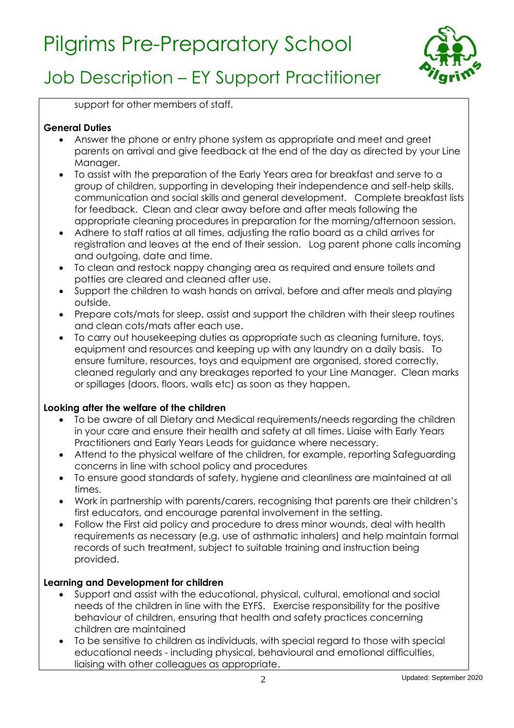support for other members of staff.

**General Duties**

- Answer the phone or entry phone system as appropriate and meet and greet parents on arrival and give feedback at the end of the day as directed by your Line Manager.
- To assist with the preparation of the Early Years area for breakfast and serve to a group of children, supporting in developing their independence and self-help skills, communication and social skills and general development. Complete breakfast lists for feedback. Clean and clear away before and after meals following the appropriate cleaning procedures in preparation for the morning/afternoon session.
- Adhere to staff ratios at all times, adjusting the ratio board as a child arrives for registration and leaves at the end of their session. Log parent phone calls incoming and outgoing, date and time.
- To clean and restock nappy changing area as required and ensure toilets and potties are cleared and cleaned after use.
- Support the children to wash hands on arrival, before and after meals and playing outside.
- Prepare cots/mats for sleep, assist and support the children with their sleep routines and clean cots/mats after each use.
- To carry out housekeeping duties as appropriate such as cleaning furniture, toys, equipment and resources and keeping up with any laundry on a daily basis. To ensure furniture, resources, toys and equipment are organised, stored correctly, cleaned regularly and any breakages reported to your Line Manager. Clean marks or spillages (doors, floors, walls etc) as soon as they happen.

**Looking after the welfare of the children**

- To be aware of all Dietary and Medical requirements/needs regarding the children in your care and ensure their health and safety at all times. Liaise with Early Years Practitioners and Early Years Leads for guidance where necessary.
- Attend to the physical welfare of the children, for example, reporting Safeguarding concerns in line with school policy and procedures
- To ensure good standards of safety, hygiene and cleanliness are maintained at all times.
- Work in partnership with parents/carers, recognising that parents are their children's first educators, and encourage parental involvement in the setting.
- Follow the First aid policy and procedure to dress minor wounds, deal with health requirements as necessary (e.g. use of asthmatic inhalers) and help maintain formal records of such treatment, subject to suitable training and instruction being provided.

**Learning and Development for children**

- Support and assist with the educational, physical, cultural, emotional and social needs of the children in line with the EYFS. Exercise responsibility for the positive behaviour of children, ensuring that health and safety practices concerning children are maintained
- To be sensitive to children as individuals, with special regard to those with special educational needs - including physical, behavioural and emotional difficulties, liaising with other colleagues as appropriate.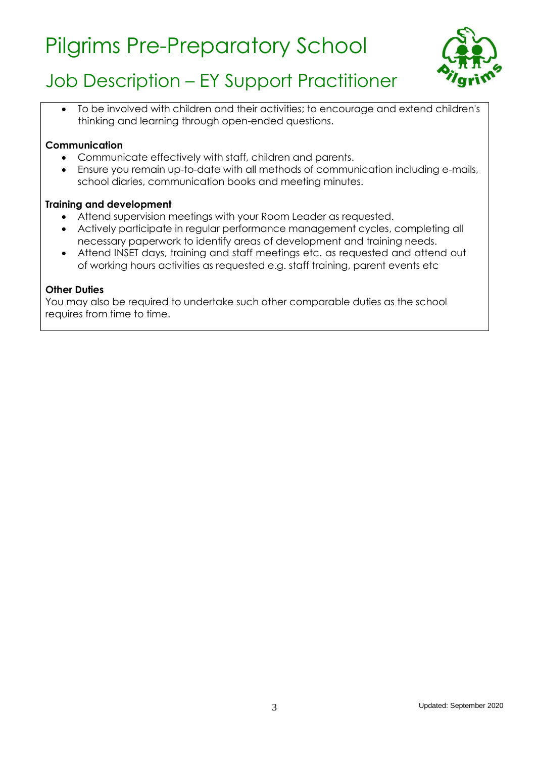# Pilgrims Pre-Preparatory School

## Job Description – EY Support Practitioner

- To be involved with children and their activities; to encourage and extend children's thinking and learning through open-ended questions.

**Communication**

- Communicate effectively with staff, children and parents.
- Ensure you remain up-to-date with all methods of communication including e-mails, school diaries, communication books and meeting minutes.

**Training and development**

- Attend supervision meetings with your Room Leader as requested.
- Actively participate in regular performance management cycles, completing all necessary paperwork to identify areas of development and training needs.
- Attend INSET days, training and staff meetings etc. as requested and attend out of working hours activities as requested e.g. staff training, parent events etc

**Other Duties**

You may also be required to undertake such other comparable duties as the school requires from time to time.

Updated: September 2020